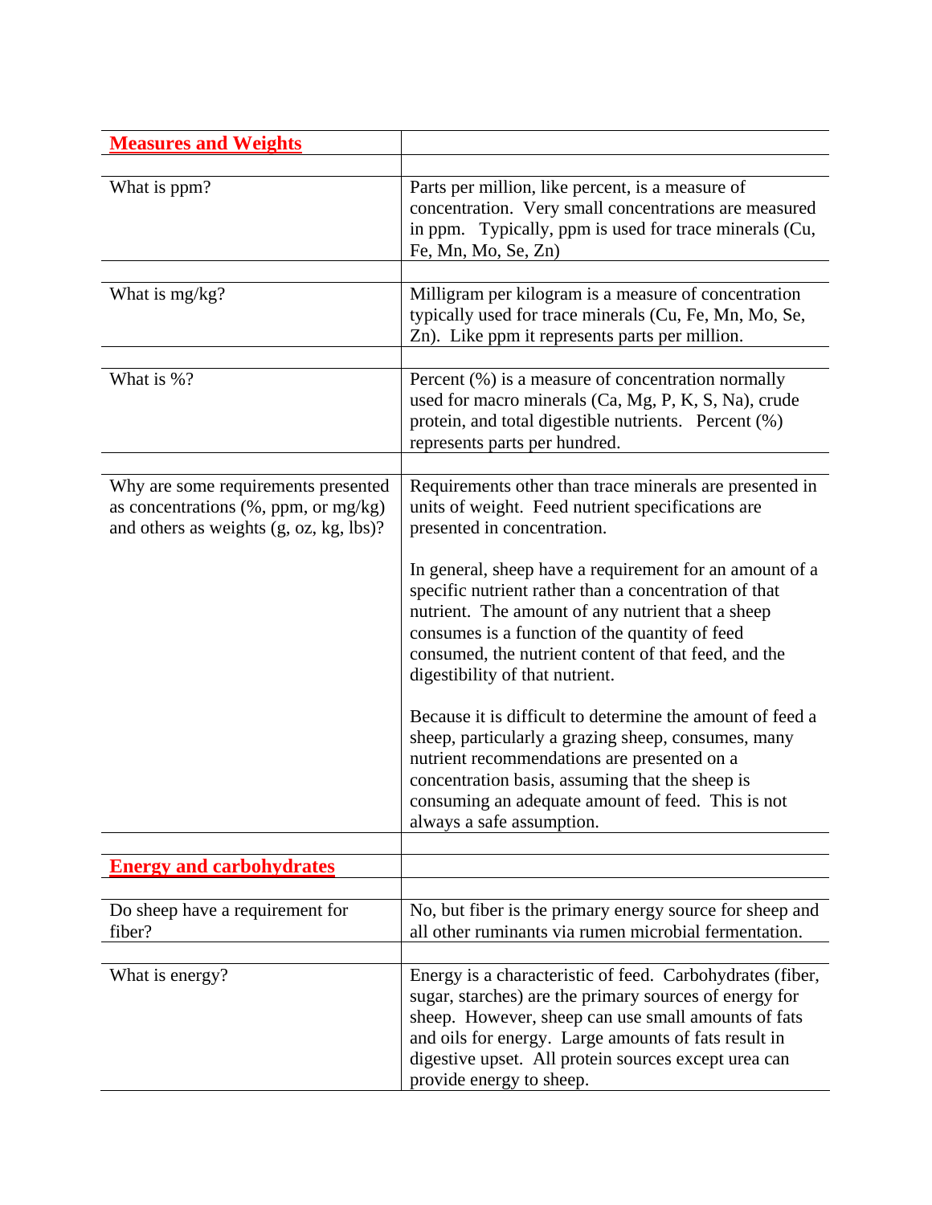| Measures and Weights | |
|---|---|
| What is ppm? | Parts per million, like percent, is a measure of concentration. Very small concentrations are measured in ppm. Typically, ppm is used for trace minerals (Cu, Fe, Mn, Mo, Se, Zn) |
| What is mg/kg? | Milligram per kilogram is a measure of concentration typically used for trace minerals (Cu, Fe, Mn, Mo, Se, Zn). Like ppm it represents parts per million. |
| What is %? | Percent (%) is a measure of concentration normally used for macro minerals (Ca, Mg, P, K, S, Na), crude protein, and total digestible nutrients. Percent (%) represents parts per hundred. |
| Why are some requirements presented as concentrations (%, ppm, or mg/kg) and others as weights (g, oz, kg, lbs)? | Requirements other than trace minerals are presented in units of weight. Feed nutrient specifications are presented in concentration.<br><br>In general, sheep have a requirement for an amount of a specific nutrient rather than a concentration of that nutrient. The amount of any nutrient that a sheep consumes is a function of the quantity of feed consumed, the nutrient content of that feed, and the digestibility of that nutrient.<br><br>Because it is difficult to determine the amount of feed a sheep, particularly a grazing sheep, consumes, many nutrient recommendations are presented on a concentration basis, assuming that the sheep is consuming an adequate amount of feed. This is not always a safe assumption. |
| **Energy and carbohydrates** | |
| Do sheep have a requirement for fiber? | No, but fiber is the primary energy source for sheep and all other ruminants via rumen microbial fermentation. |
| What is energy? | Energy is a characteristic of feed. Carbohydrates (fiber, sugar, starches) are the primary sources of energy for sheep. However, sheep can use small amounts of fats and oils for energy. Large amounts of fats result in digestive upset. All protein sources except urea can provide energy to sheep. |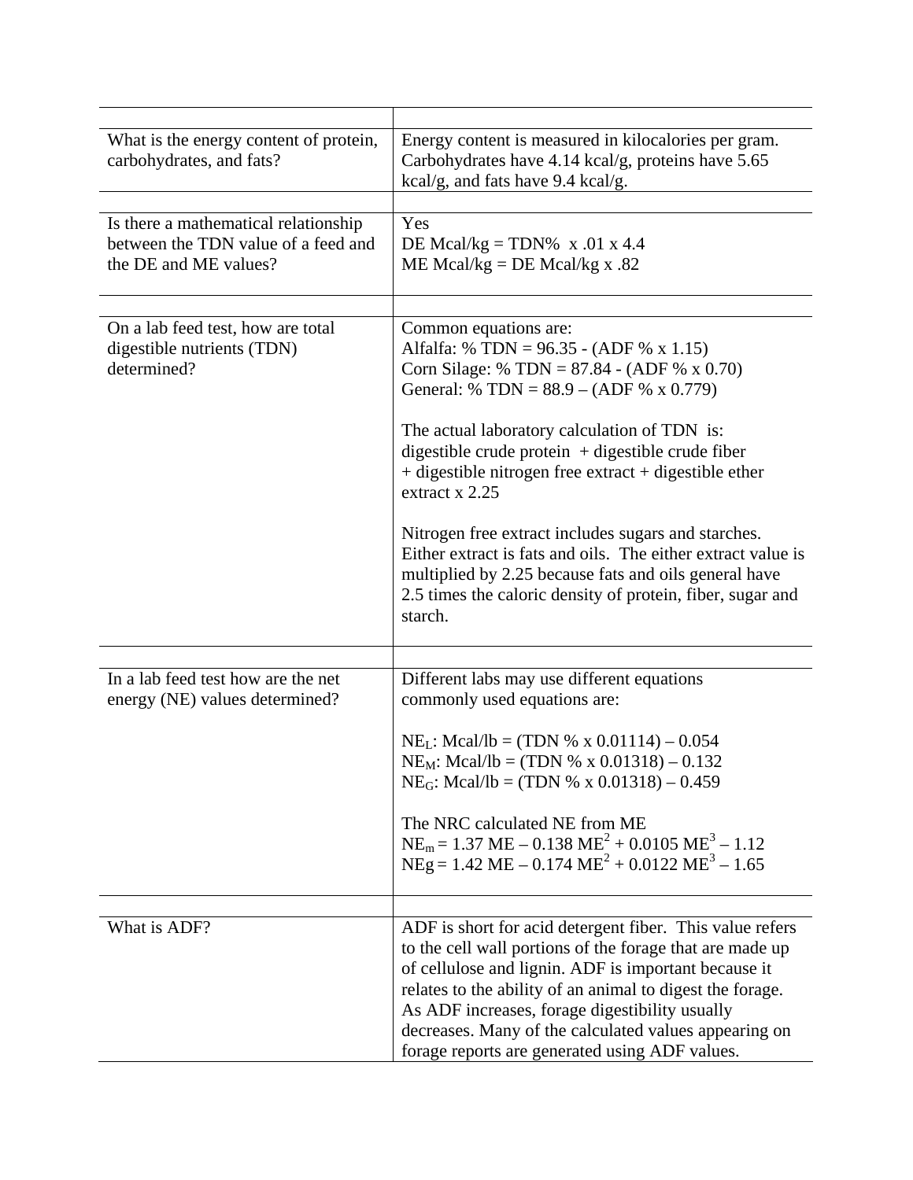| | |
|---|---|
| What is the energy content of protein, carbohydrates, and fats? | Energy content is measured in kilocalories per gram. Carbohydrates have 4.14 kcal/g, proteins have 5.65 kcal/g, and fats have 9.4 kcal/g. |
| | |
| Is there a mathematical relationship between the TDN value of a feed and the DE and ME values? | Yes<br>DE Mcal/kg = TDN% x .01 x 4.4<br>ME Mcal/kg = DE Mcal/kg x .82 |
| | |
| On a lab feed test, how are total digestible nutrients (TDN) determined? | Common equations are:<br>Alfalfa: % TDN = 96.35 - (ADF % x 1.15)<br>Corn Silage: % TDN = 87.84 - (ADF % x 0.70)<br>General: % TDN = 88.9 – (ADF % x 0.779)<br><br>The actual laboratory calculation of TDN is:<br>digestible crude protein + digestible crude fiber + digestible nitrogen free extract + digestible ether extract x 2.25<br><br>Nitrogen free extract includes sugars and starches. Either extract is fats and oils. The either extract value is multiplied by 2.25 because fats and oils general have 2.5 times the caloric density of protein, fiber, sugar and starch. |
| | |
| In a lab feed test how are the net energy (NE) values determined? | Different labs may use different equations commonly used equations are:<br><br>$NE_L$: Mcal/lb = (TDN % x 0.01114) – 0.054<br>$NE_M$: Mcal/lb = (TDN % x 0.01318) – 0.132<br>$NE_G$: Mcal/lb = (TDN % x 0.01318) – 0.459<br><br>The NRC calculated NE from ME<br>$NE_m = 1.37\ ME - 0.138\ ME^2 + 0.0105\ ME^3 - 1.12$<br>$NEg = 1.42\ ME - 0.174\ ME^2 + 0.0122\ ME^3 - 1.65$ |
| | |
| What is ADF? | ADF is short for acid detergent fiber. This value refers to the cell wall portions of the forage that are made up of cellulose and lignin. ADF is important because it relates to the ability of an animal to digest the forage. As ADF increases, forage digestibility usually decreases. Many of the calculated values appearing on forage reports are generated using ADF values. |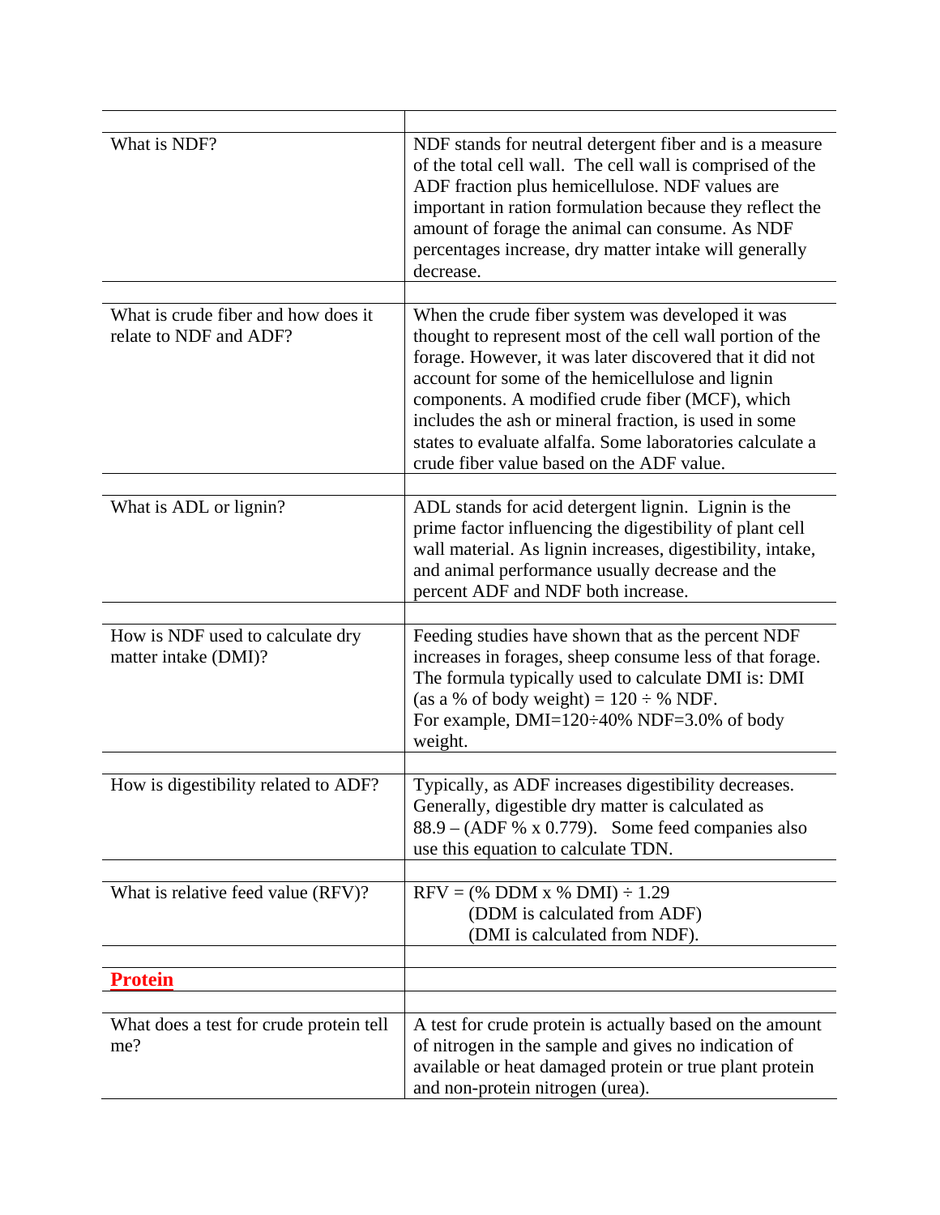| | |
|---|---|
| What is NDF? | NDF stands for neutral detergent fiber and is a measure of the total cell wall. The cell wall is comprised of the ADF fraction plus hemicellulose. NDF values are important in ration formulation because they reflect the amount of forage the animal can consume. As NDF percentages increase, dry matter intake will generally decrease. |
| | |
| What is crude fiber and how does it relate to NDF and ADF? | When the crude fiber system was developed it was thought to represent most of the cell wall portion of the forage. However, it was later discovered that it did not account for some of the hemicellulose and lignin components. A modified crude fiber (MCF), which includes the ash or mineral fraction, is used in some states to evaluate alfalfa. Some laboratories calculate a crude fiber value based on the ADF value. |
| | |
| What is ADL or lignin? | ADL stands for acid detergent lignin. Lignin is the prime factor influencing the digestibility of plant cell wall material. As lignin increases, digestibility, intake, and animal performance usually decrease and the percent ADF and NDF both increase. |
| | |
| How is NDF used to calculate dry matter intake (DMI)? | Feeding studies have shown that as the percent NDF increases in forages, sheep consume less of that forage. The formula typically used to calculate DMI is: DMI (as a % of body weight) = 120 ÷ % NDF. For example, DMI=120÷40% NDF=3.0% of body weight. |
| | |
| How is digestibility related to ADF? | Typically, as ADF increases digestibility decreases. Generally, digestible dry matter is calculated as 88.9 – (ADF % x 0.779). Some feed companies also use this equation to calculate TDN. |
| | |
| What is relative feed value (RFV)? | RFV = (% DDM x % DMI) ÷ 1.29<br>(DDM is calculated from ADF)<br>(DMI is calculated from NDF). |
| | |
| **Protein** | |
| | |
| What does a test for crude protein tell me? | A test for crude protein is actually based on the amount of nitrogen in the sample and gives no indication of available or heat damaged protein or true plant protein and non-protein nitrogen (urea). |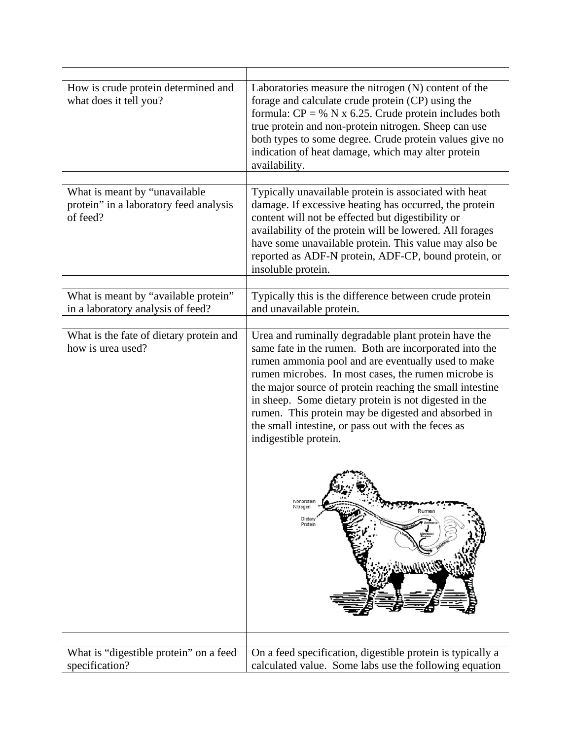| | |
|---|---|
| How is crude protein determined and what does it tell you? | Laboratories measure the nitrogen (N) content of the forage and calculate crude protein (CP) using the formula: CP = % N x 6.25. Crude protein includes both true protein and non-protein nitrogen. Sheep can use both types to some degree. Crude protein values give no indication of heat damage, which may alter protein availability. |
| | |
| What is meant by "unavailable protein" in a laboratory feed analysis of feed? | Typically unavailable protein is associated with heat damage. If excessive heating has occurred, the protein content will not be effected but digestibility or availability of the protein will be lowered. All forages have some unavailable protein. This value may also be reported as ADF-N protein, ADF-CP, bound protein, or insoluble protein. |
| | |
| What is meant by "available protein" in a laboratory analysis of feed? | Typically this is the difference between crude protein and unavailable protein. |
| | |
| What is the fate of dietary protein and how is urea used? | Urea and ruminally degradable plant protein have the same fate in the rumen. Both are incorporated into the rumen ammonia pool and are eventually used to make rumen microbes. In most cases, the rumen microbe is the major source of protein reaching the small intestine in sheep. Some dietary protein is not digested in the rumen. This protein may be digested and absorbed in the small intestine, or pass out with the feces as indigestible protein. |
| | |
| What is "digestible protein" on a feed specification? | On a feed specification, digestible protein is typically a calculated value. Some labs use the following equation |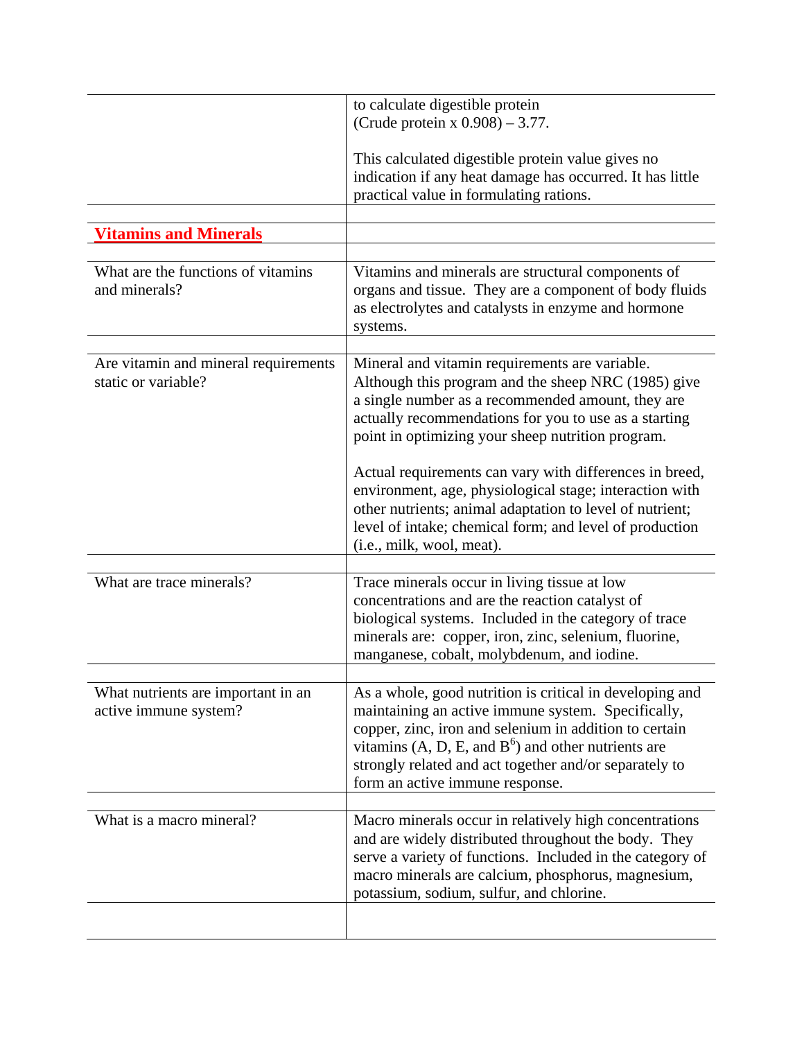| | |
|---|---|
| | to calculate digestible protein<br>(Crude protein x 0.908) – 3.77.<br><br>This calculated digestible protein value gives no indication if any heat damage has occurred. It has little practical value in formulating rations. |
| | |
| **Vitamins and Minerals** | |
| | |
| What are the functions of vitamins and minerals? | Vitamins and minerals are structural components of organs and tissue. They are a component of body fluids as electrolytes and catalysts in enzyme and hormone systems. |
| | |
| Are vitamin and mineral requirements static or variable? | Mineral and vitamin requirements are variable. Although this program and the sheep NRC (1985) give a single number as a recommended amount, they are actually recommendations for you to use as a starting point in optimizing your sheep nutrition program.<br><br>Actual requirements can vary with differences in breed, environment, age, physiological stage; interaction with other nutrients; animal adaptation to level of nutrient; level of intake; chemical form; and level of production (i.e., milk, wool, meat). |
| | |
| What are trace minerals? | Trace minerals occur in living tissue at low concentrations and are the reaction catalyst of biological systems. Included in the category of trace minerals are: copper, iron, zinc, selenium, fluorine, manganese, cobalt, molybdenum, and iodine. |
| | |
| What nutrients are important in an active immune system? | As a whole, good nutrition is critical in developing and maintaining an active immune system. Specifically, copper, zinc, iron and selenium in addition to certain vitamins (A, D, E, and $B^6$) and other nutrients are strongly related and act together and/or separately to form an active immune response. |
| | |
| What is a macro mineral? | Macro minerals occur in relatively high concentrations and are widely distributed throughout the body. They serve a variety of functions. Included in the category of macro minerals are calcium, phosphorus, magnesium, potassium, sodium, sulfur, and chlorine. |
| | |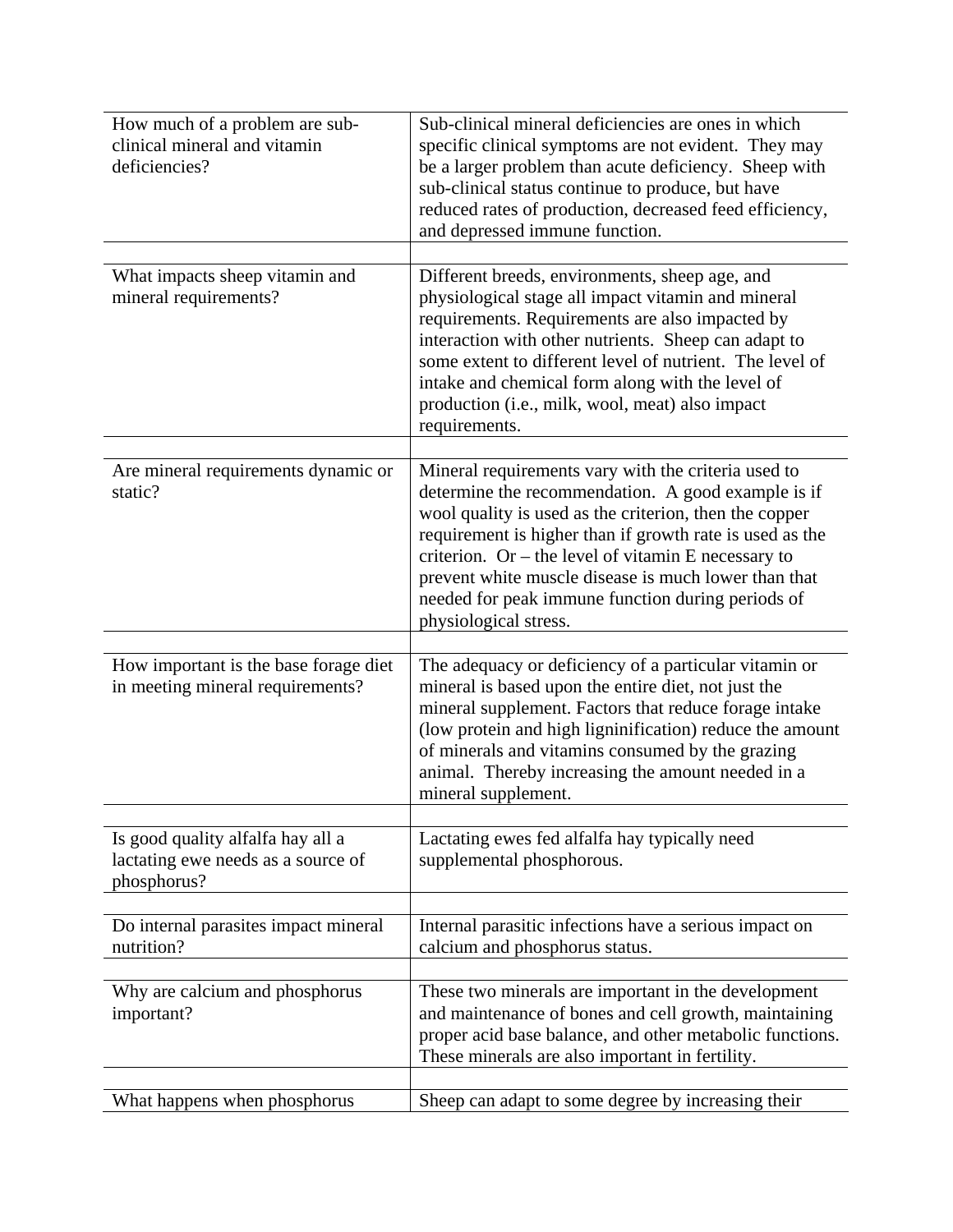| | |
|---|---|
| How much of a problem are sub-clinical mineral and vitamin deficiencies? | Sub-clinical mineral deficiencies are ones in which specific clinical symptoms are not evident. They may be a larger problem than acute deficiency. Sheep with sub-clinical status continue to produce, but have reduced rates of production, decreased feed efficiency, and depressed immune function. |
| | |
| What impacts sheep vitamin and mineral requirements? | Different breeds, environments, sheep age, and physiological stage all impact vitamin and mineral requirements. Requirements are also impacted by interaction with other nutrients. Sheep can adapt to some extent to different level of nutrient. The level of intake and chemical form along with the level of production (i.e., milk, wool, meat) also impact requirements. |
| | |
| Are mineral requirements dynamic or static? | Mineral requirements vary with the criteria used to determine the recommendation. A good example is if wool quality is used as the criterion, then the copper requirement is higher than if growth rate is used as the criterion. Or – the level of vitamin E necessary to prevent white muscle disease is much lower than that needed for peak immune function during periods of physiological stress. |
| | |
| How important is the base forage diet in meeting mineral requirements? | The adequacy or deficiency of a particular vitamin or mineral is based upon the entire diet, not just the mineral supplement. Factors that reduce forage intake (low protein and high ligninification) reduce the amount of minerals and vitamins consumed by the grazing animal. Thereby increasing the amount needed in a mineral supplement. |
| | |
| Is good quality alfalfa hay all a lactating ewe needs as a source of phosphorus? | Lactating ewes fed alfalfa hay typically need supplemental phosphorous. |
| | |
| Do internal parasites impact mineral nutrition? | Internal parasitic infections have a serious impact on calcium and phosphorus status. |
| | |
| Why are calcium and phosphorus important? | These two minerals are important in the development and maintenance of bones and cell growth, maintaining proper acid base balance, and other metabolic functions. These minerals are also important in fertility. |
| | |
| What happens when phosphorus | Sheep can adapt to some degree by increasing their |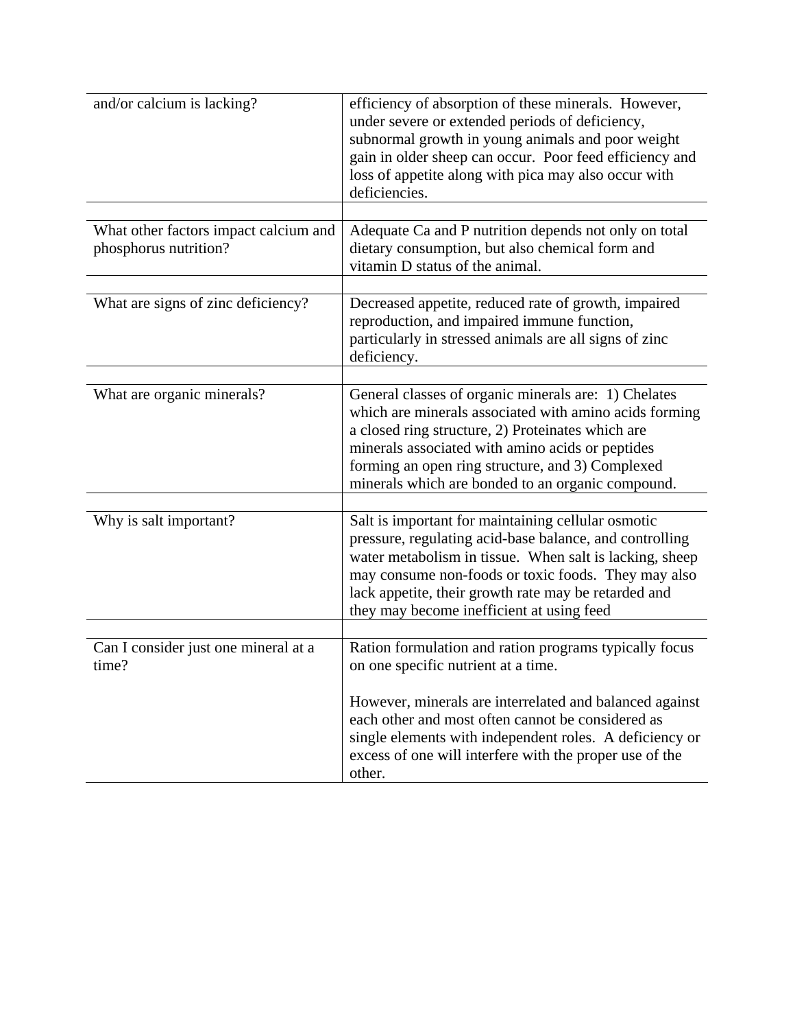| | |
|---|---|
| and/or calcium is lacking? | efficiency of absorption of these minerals. However, under severe or extended periods of deficiency, subnormal growth in young animals and poor weight gain in older sheep can occur. Poor feed efficiency and loss of appetite along with pica may also occur with deficiencies. |
| | |
| What other factors impact calcium and phosphorus nutrition? | Adequate Ca and P nutrition depends not only on total dietary consumption, but also chemical form and vitamin D status of the animal. |
| | |
| What are signs of zinc deficiency? | Decreased appetite, reduced rate of growth, impaired reproduction, and impaired immune function, particularly in stressed animals are all signs of zinc deficiency. |
| | |
| What are organic minerals? | General classes of organic minerals are: 1) Chelates which are minerals associated with amino acids forming a closed ring structure, 2) Proteinates which are minerals associated with amino acids or peptides forming an open ring structure, and 3) Complexed minerals which are bonded to an organic compound. |
| | |
| Why is salt important? | Salt is important for maintaining cellular osmotic pressure, regulating acid-base balance, and controlling water metabolism in tissue. When salt is lacking, sheep may consume non-foods or toxic foods. They may also lack appetite, their growth rate may be retarded and they may become inefficient at using feed |
| | |
| Can I consider just one mineral at a time? | Ration formulation and ration programs typically focus on one specific nutrient at a time.<br><br>However, minerals are interrelated and balanced against each other and most often cannot be considered as single elements with independent roles. A deficiency or excess of one will interfere with the proper use of the other. |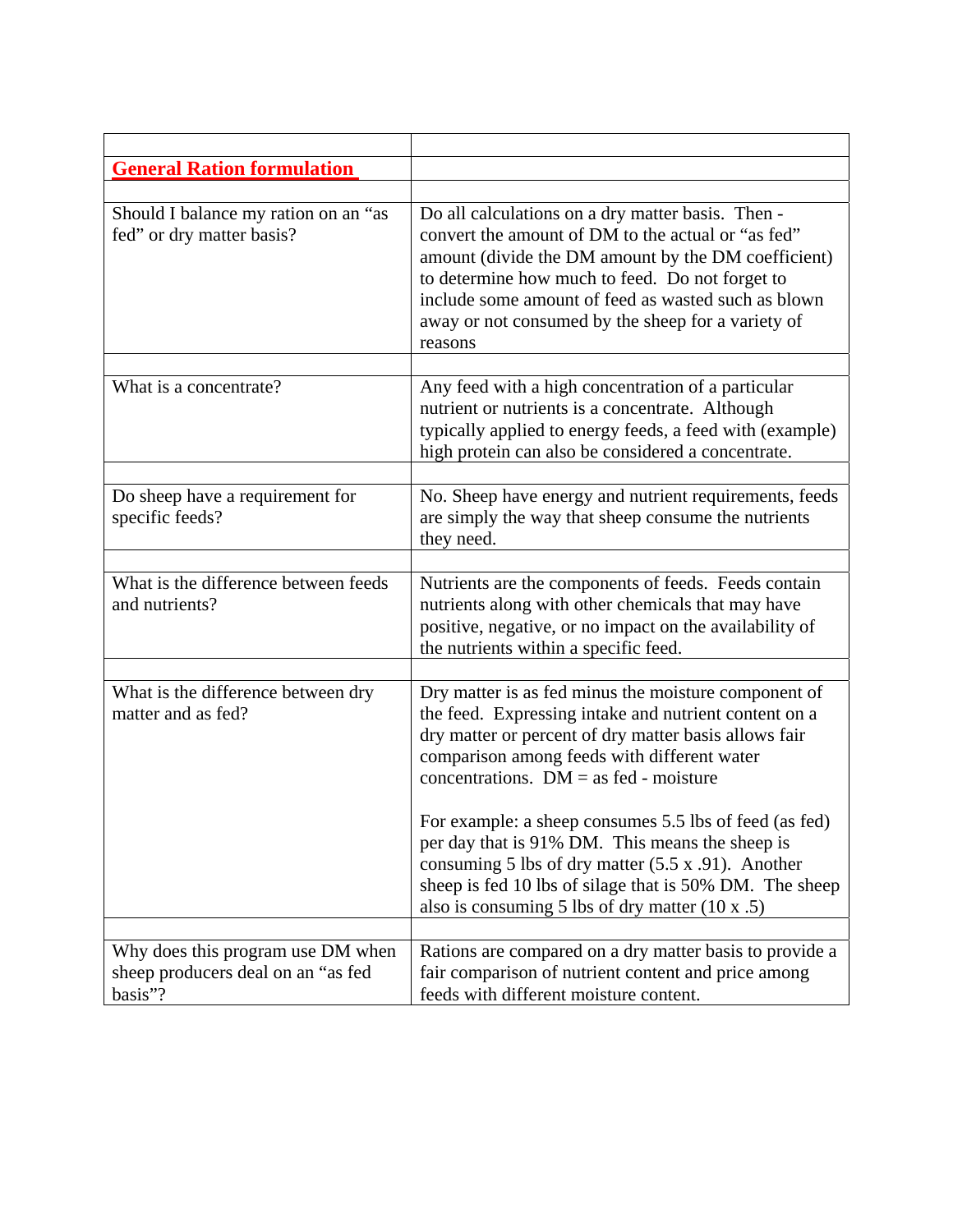| | |
|---|---|
| **General Ration formulation** | |
| | |
| Should I balance my ration on an "as fed" or dry matter basis? | Do all calculations on a dry matter basis. Then - convert the amount of DM to the actual or "as fed" amount (divide the DM amount by the DM coefficient) to determine how much to feed. Do not forget to include some amount of feed as wasted such as blown away or not consumed by the sheep for a variety of reasons |
| | |
| What is a concentrate? | Any feed with a high concentration of a particular nutrient or nutrients is a concentrate. Although typically applied to energy feeds, a feed with (example) high protein can also be considered a concentrate. |
| | |
| Do sheep have a requirement for specific feeds? | No. Sheep have energy and nutrient requirements, feeds are simply the way that sheep consume the nutrients they need. |
| | |
| What is the difference between feeds and nutrients? | Nutrients are the components of feeds. Feeds contain nutrients along with other chemicals that may have positive, negative, or no impact on the availability of the nutrients within a specific feed. |
| | |
| What is the difference between dry matter and as fed? | Dry matter is as fed minus the moisture component of the feed. Expressing intake and nutrient content on a dry matter or percent of dry matter basis allows fair comparison among feeds with different water concentrations. DM = as fed - moisture<br><br>For example: a sheep consumes 5.5 lbs of feed (as fed) per day that is 91% DM. This means the sheep is consuming 5 lbs of dry matter (5.5 x .91). Another sheep is fed 10 lbs of silage that is 50% DM. The sheep also is consuming 5 lbs of dry matter (10 x .5) |
| | |
| Why does this program use DM when sheep producers deal on an "as fed basis"? | Rations are compared on a dry matter basis to provide a fair comparison of nutrient content and price among feeds with different moisture content. |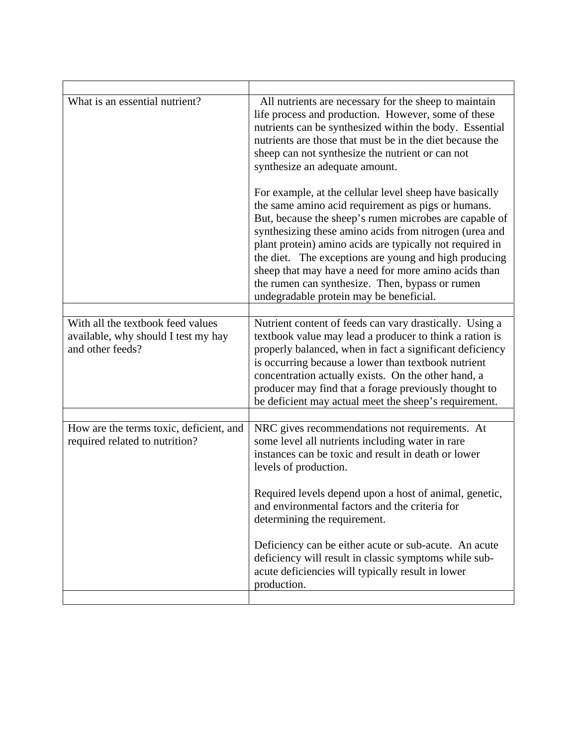| | |
|---|---|
| What is an essential nutrient? | All nutrients are necessary for the sheep to maintain life process and production. However, some of these nutrients can be synthesized within the body. Essential nutrients are those that must be in the diet because the sheep can not synthesize the nutrient or can not synthesize an adequate amount.<br><br>For example, at the cellular level sheep have basically the same amino acid requirement as pigs or humans. But, because the sheep's rumen microbes are capable of synthesizing these amino acids from nitrogen (urea and plant protein) amino acids are typically not required in the diet. The exceptions are young and high producing sheep that may have a need for more amino acids than the rumen can synthesize. Then, bypass or rumen undegradable protein may be beneficial. |
| | |
| With all the textbook feed values available, why should I test my hay and other feeds? | Nutrient content of feeds can vary drastically. Using a textbook value may lead a producer to think a ration is properly balanced, when in fact a significant deficiency is occurring because a lower than textbook nutrient concentration actually exists. On the other hand, a producer may find that a forage previously thought to be deficient may actual meet the sheep's requirement. |
| | |
| How are the terms toxic, deficient, and required related to nutrition? | NRC gives recommendations not requirements. At some level all nutrients including water in rare instances can be toxic and result in death or lower levels of production.<br><br>Required levels depend upon a host of animal, genetic, and environmental factors and the criteria for determining the requirement.<br><br>Deficiency can be either acute or sub-acute. An acute deficiency will result in classic symptoms while sub-acute deficiencies will typically result in lower production. |
| | |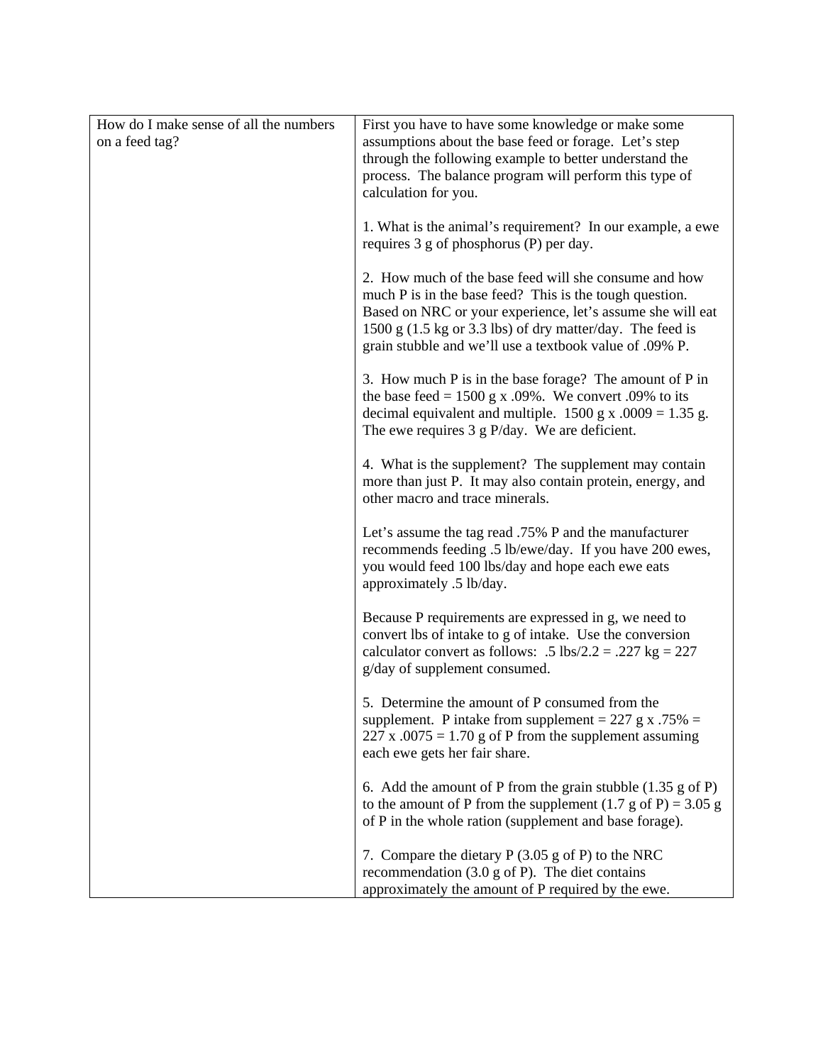| | |
|---|---|
| How do I make sense of all the numbers on a feed tag? | First you have to have some knowledge or make some assumptions about the base feed or forage. Let's step through the following example to better understand the process. The balance program will perform this type of calculation for you.<br><br>1. What is the animal's requirement? In our example, a ewe requires 3 g of phosphorus (P) per day.<br><br>2. How much of the base feed will she consume and how much P is in the base feed? This is the tough question. Based on NRC or your experience, let's assume she will eat 1500 g (1.5 kg or 3.3 lbs) of dry matter/day. The feed is grain stubble and we'll use a textbook value of .09% P.<br><br>3. How much P is in the base forage? The amount of P in the base feed = 1500 g x .09%. We convert .09% to its decimal equivalent and multiple. 1500 g x .0009 = 1.35 g. The ewe requires 3 g P/day. We are deficient.<br><br>4. What is the supplement? The supplement may contain more than just P. It may also contain protein, energy, and other macro and trace minerals.<br><br>Let's assume the tag read .75% P and the manufacturer recommends feeding .5 lb/ewe/day. If you have 200 ewes, you would feed 100 lbs/day and hope each ewe eats approximately .5 lb/day.<br><br>Because P requirements are expressed in g, we need to convert lbs of intake to g of intake. Use the conversion calculator convert as follows: .5 lbs/2.2 = .227 kg = 227 g/day of supplement consumed.<br><br>5. Determine the amount of P consumed from the supplement. P intake from supplement = 227 g x .75% = 227 x .0075 = 1.70 g of P from the supplement assuming each ewe gets her fair share.<br><br>6. Add the amount of P from the grain stubble (1.35 g of P) to the amount of P from the supplement (1.7 g of P) = 3.05 g of P in the whole ration (supplement and base forage).<br><br>7. Compare the dietary P (3.05 g of P) to the NRC recommendation (3.0 g of P). The diet contains approximately the amount of P required by the ewe. |